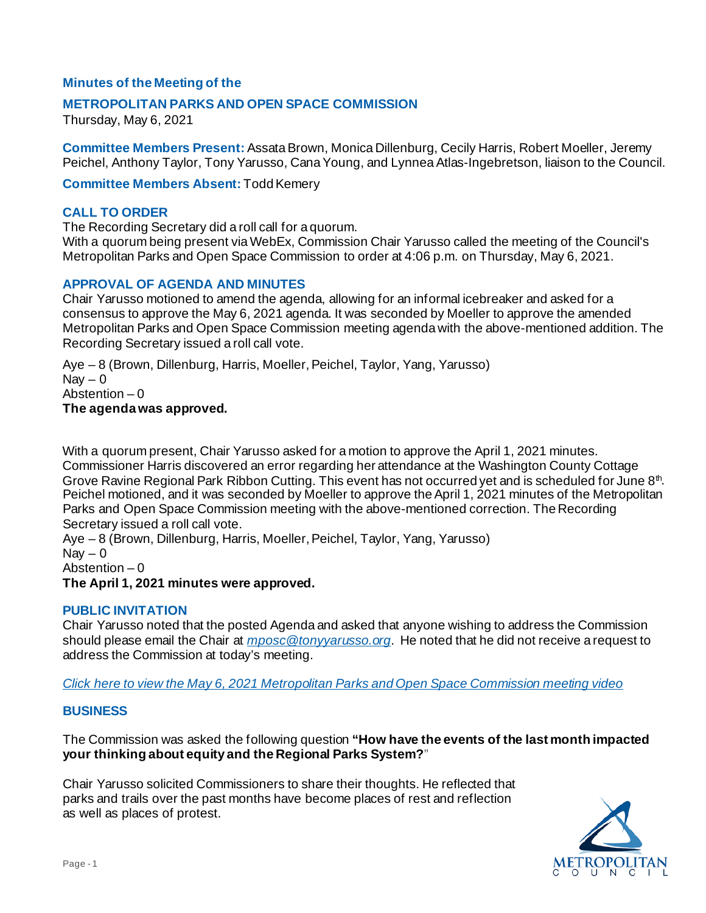### Minutes of the Meeting of the

## METROPOLITAN PARKS AND OPEN SPACE COMMISSION

Thursday, May 6, 2021

**Committee Members Present:** Assata Brown, Monica Dillenburg, Cecily Harris, Robert Moeller, Jeremy Peichel, Anthony Taylor, Tony Yarusso, Cana Young, and Lynnea Atlas-Ingebretson, liaison to the Council.

**Committee Members Absent:** Todd Kemery

### CALL TO ORDER

The Recording Secretary did a roll call for a quorum.
With a quorum being present via WebEx, Commission Chair Yarusso called the meeting of the Council's Metropolitan Parks and Open Space Commission to order at 4:06 p.m. on Thursday, May 6, 2021.

### APPROVAL OF AGENDA AND MINUTES

Chair Yarusso motioned to amend the agenda, allowing for an informal icebreaker and asked for a consensus to approve the May 6, 2021 agenda. It was seconded by Moeller to approve the amended Metropolitan Parks and Open Space Commission meeting agenda with the above-mentioned addition. The Recording Secretary issued a roll call vote.

Aye – 8 (Brown, Dillenburg, Harris, Moeller, Peichel, Taylor, Yang, Yarusso)
Nay – 0
Abstention – 0
**The agenda was approved.**

With a quorum present, Chair Yarusso asked for a motion to approve the April 1, 2021 minutes. Commissioner Harris discovered an error regarding her attendance at the Washington County Cottage Grove Ravine Regional Park Ribbon Cutting. This event has not occurred yet and is scheduled for June 8th. Peichel motioned, and it was seconded by Moeller to approve the April 1, 2021 minutes of the Metropolitan Parks and Open Space Commission meeting with the above-mentioned correction. The Recording Secretary issued a roll call vote.
Aye – 8 (Brown, Dillenburg, Harris, Moeller, Peichel, Taylor, Yang, Yarusso)
Nay – 0
Abstention – 0
**The April 1, 2021 minutes were approved.**

### PUBLIC INVITATION

Chair Yarusso noted that the posted Agenda and asked that anyone wishing to address the Commission should please email the Chair at *mposc@tonyyarusso.org*. He noted that he did not receive a request to address the Commission at today's meeting.

*Click here to view the May 6, 2021 Metropolitan Parks and Open Space Commission meeting video*

### BUSINESS

The Commission was asked the following question **"How have the events of the last month impacted your thinking about equity and the Regional Parks System?**"

Chair Yarusso solicited Commissioners to share their thoughts. He reflected that parks and trails over the past months have become places of rest and reflection as well as places of protest.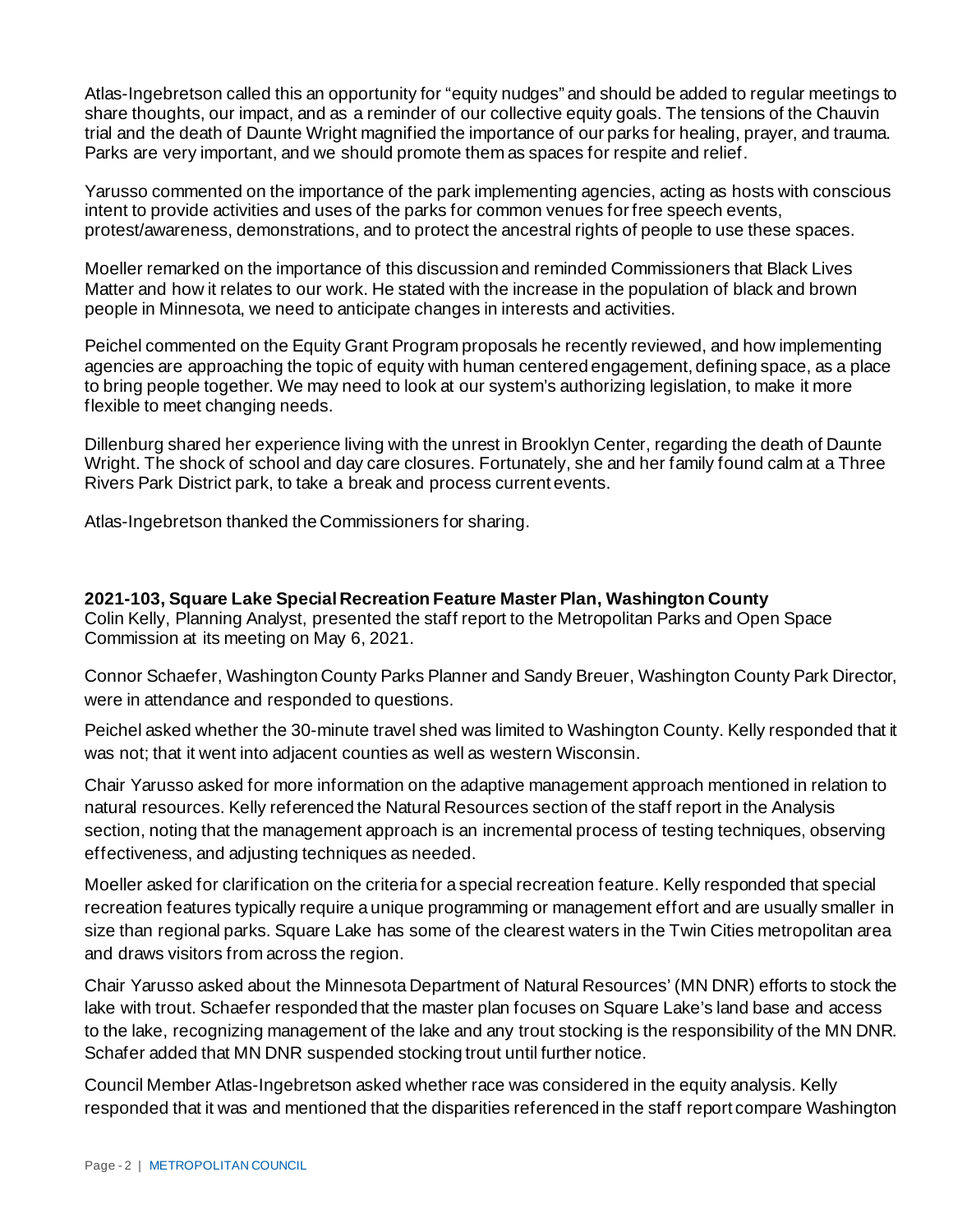Atlas-Ingebretson called this an opportunity for "equity nudges" and should be added to regular meetings to share thoughts, our impact, and as a reminder of our collective equity goals. The tensions of the Chauvin trial and the death of Daunte Wright magnified the importance of our parks for healing, prayer, and trauma. Parks are very important, and we should promote them as spaces for respite and relief.

Yarusso commented on the importance of the park implementing agencies, acting as hosts with conscious intent to provide activities and uses of the parks for common venues for free speech events, protest/awareness, demonstrations, and to protect the ancestral rights of people to use these spaces.

Moeller remarked on the importance of this discussion and reminded Commissioners that Black Lives Matter and how it relates to our work. He stated with the increase in the population of black and brown people in Minnesota, we need to anticipate changes in interests and activities.

Peichel commented on the Equity Grant Program proposals he recently reviewed, and how implementing agencies are approaching the topic of equity with human centered engagement, defining space, as a place to bring people together. We may need to look at our system's authorizing legislation, to make it more flexible to meet changing needs.

Dillenburg shared her experience living with the unrest in Brooklyn Center, regarding the death of Daunte Wright. The shock of school and day care closures. Fortunately, she and her family found calm at a Three Rivers Park District park, to take a break and process current events.

Atlas-Ingebretson thanked the Commissioners for sharing.

**2021-103, Square Lake Special Recreation Feature Master Plan, Washington County**
Colin Kelly, Planning Analyst, presented the staff report to the Metropolitan Parks and Open Space Commission at its meeting on May 6, 2021.

Connor Schaefer, Washington County Parks Planner and Sandy Breuer, Washington County Park Director, were in attendance and responded to questions.

Peichel asked whether the 30-minute travel shed was limited to Washington County. Kelly responded that it was not; that it went into adjacent counties as well as western Wisconsin.

Chair Yarusso asked for more information on the adaptive management approach mentioned in relation to natural resources. Kelly referenced the Natural Resources section of the staff report in the Analysis section, noting that the management approach is an incremental process of testing techniques, observing effectiveness, and adjusting techniques as needed.

Moeller asked for clarification on the criteria for a special recreation feature. Kelly responded that special recreation features typically require a unique programming or management effort and are usually smaller in size than regional parks. Square Lake has some of the clearest waters in the Twin Cities metropolitan area and draws visitors from across the region.

Chair Yarusso asked about the Minnesota Department of Natural Resources' (MN DNR) efforts to stock the lake with trout. Schaefer responded that the master plan focuses on Square Lake's land base and access to the lake, recognizing management of the lake and any trout stocking is the responsibility of the MN DNR. Schafer added that MN DNR suspended stocking trout until further notice.

Council Member Atlas-Ingebretson asked whether race was considered in the equity analysis. Kelly responded that it was and mentioned that the disparities referenced in the staff report compare Washington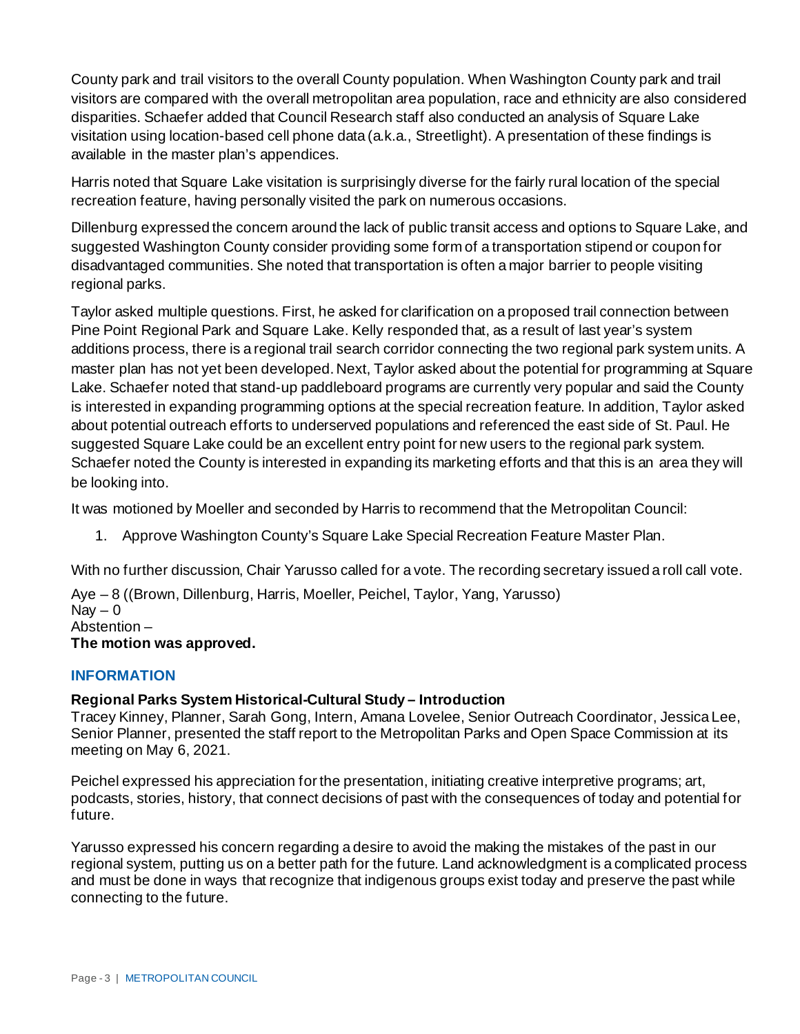County park and trail visitors to the overall County population. When Washington County park and trail visitors are compared with the overall metropolitan area population, race and ethnicity are also considered disparities. Schaefer added that Council Research staff also conducted an analysis of Square Lake visitation using location-based cell phone data (a.k.a., Streetlight). A presentation of these findings is available in the master plan's appendices.

Harris noted that Square Lake visitation is surprisingly diverse for the fairly rural location of the special recreation feature, having personally visited the park on numerous occasions.

Dillenburg expressed the concern around the lack of public transit access and options to Square Lake, and suggested Washington County consider providing some form of a transportation stipend or coupon for disadvantaged communities. She noted that transportation is often a major barrier to people visiting regional parks.

Taylor asked multiple questions. First, he asked for clarification on a proposed trail connection between Pine Point Regional Park and Square Lake. Kelly responded that, as a result of last year's system additions process, there is a regional trail search corridor connecting the two regional park system units. A master plan has not yet been developed. Next, Taylor asked about the potential for programming at Square Lake. Schaefer noted that stand-up paddleboard programs are currently very popular and said the County is interested in expanding programming options at the special recreation feature. In addition, Taylor asked about potential outreach efforts to underserved populations and referenced the east side of St. Paul. He suggested Square Lake could be an excellent entry point for new users to the regional park system. Schaefer noted the County is interested in expanding its marketing efforts and that this is an area they will be looking into.

It was motioned by Moeller and seconded by Harris to recommend that the Metropolitan Council:

1. Approve Washington County's Square Lake Special Recreation Feature Master Plan.

With no further discussion, Chair Yarusso called for a vote. The recording secretary issued a roll call vote.

Aye – 8 ((Brown, Dillenburg, Harris, Moeller, Peichel, Taylor, Yang, Yarusso)
Nay – 0
Abstention –
**The motion was approved.**

## INFORMATION

**Regional Parks System Historical-Cultural Study – Introduction**
Tracey Kinney, Planner, Sarah Gong, Intern, Amana Lovelee, Senior Outreach Coordinator, Jessica Lee, Senior Planner, presented the staff report to the Metropolitan Parks and Open Space Commission at its meeting on May 6, 2021.

Peichel expressed his appreciation for the presentation, initiating creative interpretive programs; art, podcasts, stories, history, that connect decisions of past with the consequences of today and potential for future.

Yarusso expressed his concern regarding a desire to avoid the making the mistakes of the past in our regional system, putting us on a better path for the future. Land acknowledgment is a complicated process and must be done in ways that recognize that indigenous groups exist today and preserve the past while connecting to the future.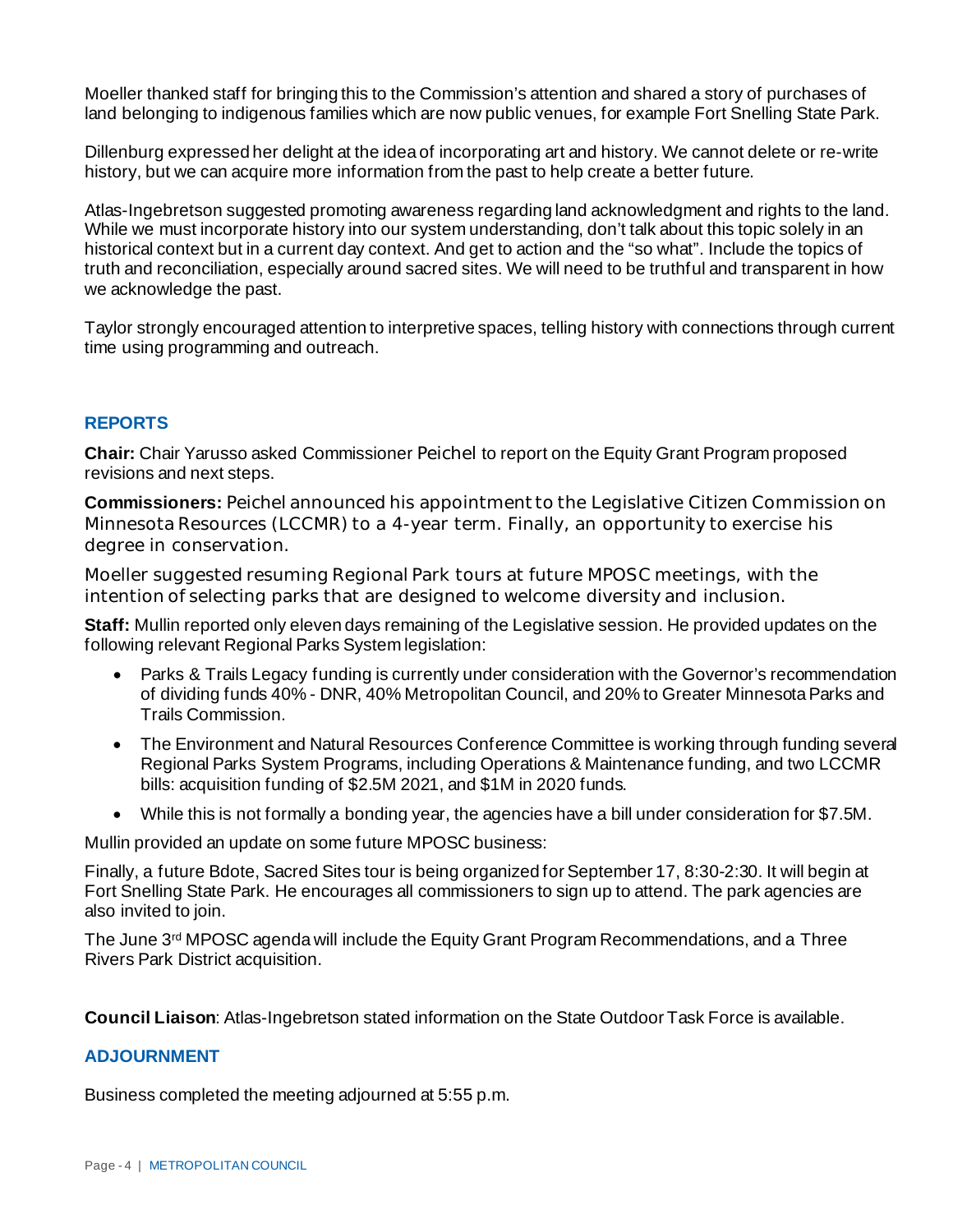Moeller thanked staff for bringing this to the Commission's attention and shared a story of purchases of land belonging to indigenous families which are now public venues, for example Fort Snelling State Park.

Dillenburg expressed her delight at the idea of incorporating art and history. We cannot delete or re-write history, but we can acquire more information from the past to help create a better future.

Atlas-Ingebretson suggested promoting awareness regarding land acknowledgment and rights to the land. While we must incorporate history into our system understanding, don't talk about this topic solely in an historical context but in a current day context. And get to action and the "so what". Include the topics of truth and reconciliation, especially around sacred sites. We will need to be truthful and transparent in how we acknowledge the past.

Taylor strongly encouraged attention to interpretive spaces, telling history with connections through current time using programming and outreach.

## REPORTS

**Chair:** Chair Yarusso asked Commissioner Peichel to report on the Equity Grant Program proposed revisions and next steps.

**Commissioners:** Peichel announced his appointment to the Legislative Citizen Commission on Minnesota Resources (LCCMR) to a 4-year term. Finally, an opportunity to exercise his degree in conservation.

Moeller suggested resuming Regional Park tours at future MPOSC meetings, with the intention of selecting parks that are designed to welcome diversity and inclusion.

**Staff:** Mullin reported only eleven days remaining of the Legislative session. He provided updates on the following relevant Regional Parks System legislation:

- Parks & Trails Legacy funding is currently under consideration with the Governor's recommendation of dividing funds 40% - DNR, 40% Metropolitan Council, and 20% to Greater Minnesota Parks and Trails Commission.
- The Environment and Natural Resources Conference Committee is working through funding several Regional Parks System Programs, including Operations & Maintenance funding, and two LCCMR bills: acquisition funding of $2.5M 2021, and $1M in 2020 funds.
- While this is not formally a bonding year, the agencies have a bill under consideration for $7.5M.

Mullin provided an update on some future MPOSC business:

Finally, a future Bdote, Sacred Sites tour is being organized for September 17, 8:30-2:30. It will begin at Fort Snelling State Park. He encourages all commissioners to sign up to attend. The park agencies are also invited to join.

The June 3rd MPOSC agenda will include the Equity Grant Program Recommendations, and a Three Rivers Park District acquisition.

**Council Liaison**: Atlas-Ingebretson stated information on the State Outdoor Task Force is available.

## ADJOURNMENT

Business completed the meeting adjourned at 5:55 p.m.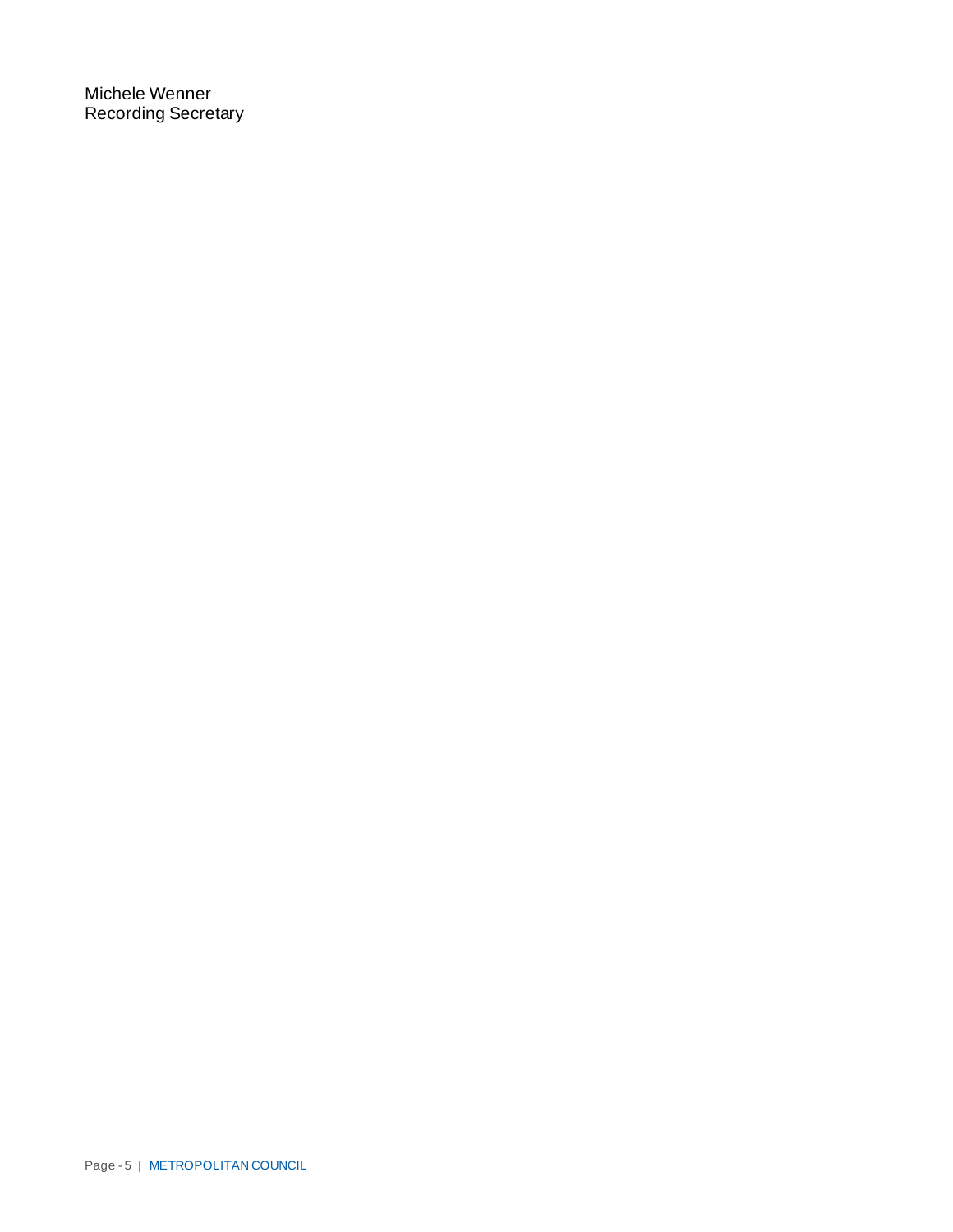Michele Wenner
Recording Secretary